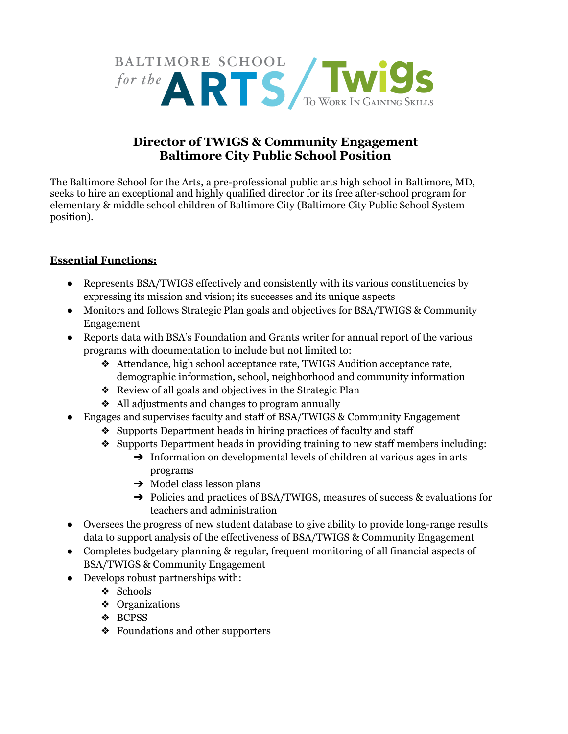# Director of TWIGS & Community Engagement
# Baltimore City Public School Position

The Baltimore School for the Arts, a pre-professional public arts high school in Baltimore, MD, seeks to hire an exceptional and highly qualified director for its free after-school program for elementary & middle school children of Baltimore City (Baltimore City Public School System position).

**Essential Functions:**

- Represents BSA/TWIGS effectively and consistently with its various constituencies by expressing its mission and vision; its successes and its unique aspects
- Monitors and follows Strategic Plan goals and objectives for BSA/TWIGS & Community Engagement
- Reports data with BSA's Foundation and Grants writer for annual report of the various programs with documentation to include but not limited to:
  - Attendance, high school acceptance rate, TWIGS Audition acceptance rate, demographic information, school, neighborhood and community information
  - Review of all goals and objectives in the Strategic Plan
  - All adjustments and changes to program annually
- Engages and supervises faculty and staff of BSA/TWIGS & Community Engagement
  - Supports Department heads in hiring practices of faculty and staff
  - Supports Department heads in providing training to new staff members including:
    - Information on developmental levels of children at various ages in arts programs
    - Model class lesson plans
    - Policies and practices of BSA/TWIGS, measures of success & evaluations for teachers and administration
- Oversees the progress of new student database to give ability to provide long-range results data to support analysis of the effectiveness of BSA/TWIGS & Community Engagement
- Completes budgetary planning & regular, frequent monitoring of all financial aspects of BSA/TWIGS & Community Engagement
- Develops robust partnerships with:
  - Schools
  - Organizations
  - BCPSS
  - Foundations and other supporters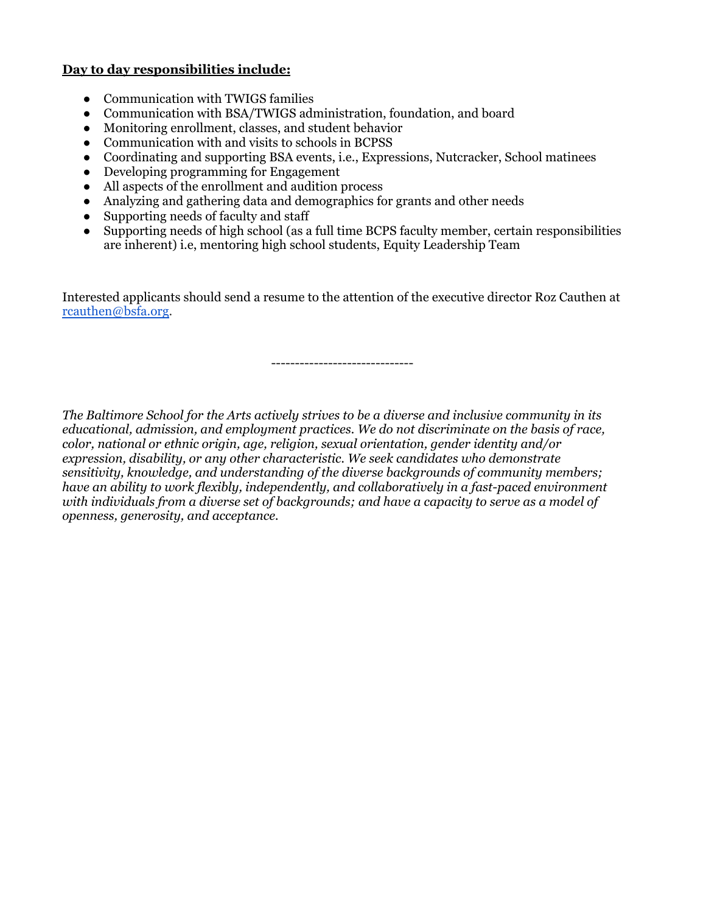**<u>Day to day responsibilities include:</u>**

- Communication with TWIGS families
- Communication with BSA/TWIGS administration, foundation, and board
- Monitoring enrollment, classes, and student behavior
- Communication with and visits to schools in BCPSS
- Coordinating and supporting BSA events, i.e., Expressions, Nutcracker, School matinees
- Developing programming for Engagement
- All aspects of the enrollment and audition process
- Analyzing and gathering data and demographics for grants and other needs
- Supporting needs of faculty and staff
- Supporting needs of high school (as a full time BCPS faculty member, certain responsibilities are inherent) i.e, mentoring high school students, Equity Leadership Team

Interested applicants should send a resume to the attention of the executive director Roz Cauthen at [rcauthen@bsfa.org](mailto:rcauthen@bsfa.org).

------------------------------

*The Baltimore School for the Arts actively strives to be a diverse and inclusive community in its educational, admission, and employment practices. We do not discriminate on the basis of race, color, national or ethnic origin, age, religion, sexual orientation, gender identity and/or expression, disability, or any other characteristic. We seek candidates who demonstrate sensitivity, knowledge, and understanding of the diverse backgrounds of community members; have an ability to work flexibly, independently, and collaboratively in a fast-paced environment with individuals from a diverse set of backgrounds; and have a capacity to serve as a model of openness, generosity, and acceptance.*